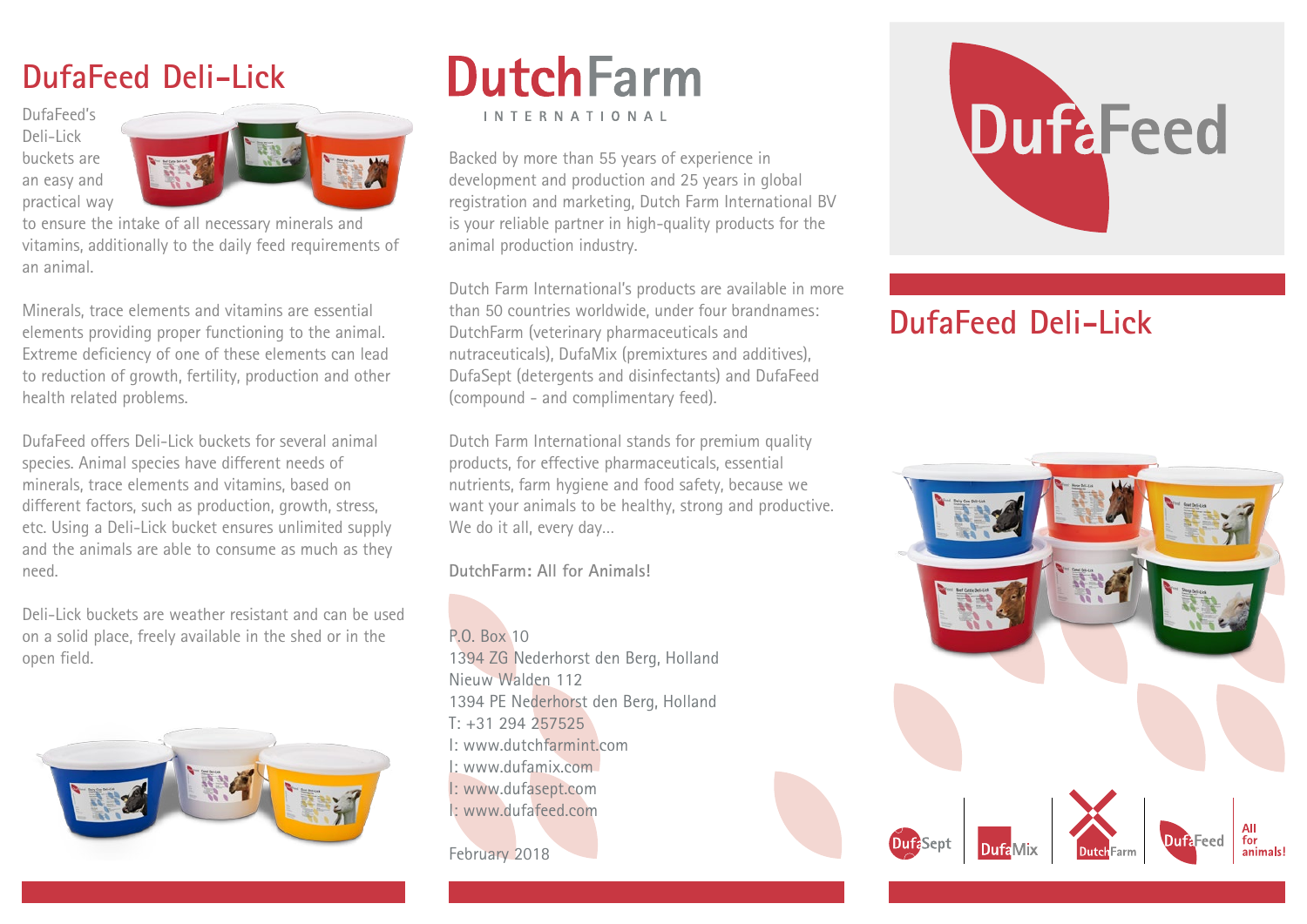# DufaFeed Deli-Lick

DufaFeed's Deli-Lick buckets are an easy and practical way to ensure the intake of all necessary minerals and vitamins, additionally to the daily feed requirements of an animal.

Minerals, trace elements and vitamins are essential elements providing proper functioning to the animal. Extreme deficiency of one of these elements can lead to reduction of growth, fertility, production and other health related problems.

DufaFeed offers Deli-Lick buckets for several animal species. Animal species have different needs of minerals, trace elements and vitamins, based on different factors, such as production, growth, stress, etc. Using a Deli-Lick bucket ensures unlimited supply and the animals are able to consume as much as they need.

Deli-Lick buckets are weather resistant and can be used on a solid place, freely available in the shed or in the open field.

# DutchFarm

INTERNATIONAL

Backed by more than 55 years of experience in development and production and 25 years in global registration and marketing, Dutch Farm International BV is your reliable partner in high-quality products for the animal production industry.

Dutch Farm International's products are available in more than 50 countries worldwide, under four brandnames: DutchFarm (veterinary pharmaceuticals and nutraceuticals), DufaMix (premixtures and additives), DufaSept (detergents and disinfectants) and DufaFeed (compound - and complimentary feed).

Dutch Farm International stands for premium quality products, for effective pharmaceuticals, essential nutrients, farm hygiene and food safety, because we want your animals to be healthy, strong and productive. We do it all, every day...

**DutchFarm: All for Animals!**

P.O. Box 10
1394 ZG Nederhorst den Berg, Holland
Nieuw Walden 112
1394 PE Nederhorst den Berg, Holland
T: +31 294 257525
I: www.dutchfarmint.com
I: www.dufamix.com
I: www.dufasept.com
I: www.dufafeed.com

February 2018

# DufaFeed

## DufaFeed Deli-Lick

DufaSept | DufaMix | DutchFarm | DufaFeed | All for animals!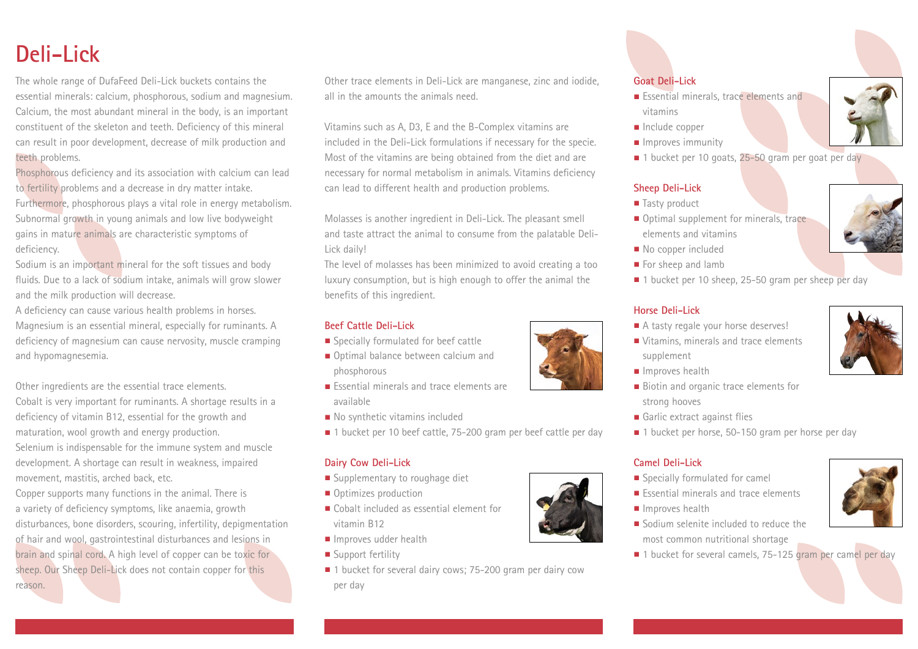# Deli-Lick

The whole range of DufaFeed Deli-Lick buckets contains the essential minerals: calcium, phosphorous, sodium and magnesium. Calcium, the most abundant mineral in the body, is an important constituent of the skeleton and teeth. Deficiency of this mineral can result in poor development, decrease of milk production and teeth problems.

Phosphorous deficiency and its association with calcium can lead to fertility problems and a decrease in dry matter intake. Furthermore, phosphorous plays a vital role in energy metabolism. Subnormal growth in young animals and low live bodyweight gains in mature animals are characteristic symptoms of deficiency.

Sodium is an important mineral for the soft tissues and body fluids. Due to a lack of sodium intake, animals will grow slower and the milk production will decrease.

A deficiency can cause various health problems in horses. Magnesium is an essential mineral, especially for ruminants. A deficiency of magnesium can cause nervosity, muscle cramping and hypomagnesemia.

Other ingredients are the essential trace elements.

Cobalt is very important for ruminants. A shortage results in a deficiency of vitamin B12, essential for the growth and maturation, wool growth and energy production.

Selenium is indispensable for the immune system and muscle development. A shortage can result in weakness, impaired movement, mastitis, arched back, etc.

Copper supports many functions in the animal. There is a variety of deficiency symptoms, like anaemia, growth disturbances, bone disorders, scouring, infertility, depigmentation of hair and wool, gastrointestinal disturbances and lesions in brain and spinal cord. A high level of copper can be toxic for sheep. Our Sheep Deli-Lick does not contain copper for this reason.

Other trace elements in Deli-Lick are manganese, zinc and iodide, all in the amounts the animals need.

Vitamins such as A, D3, E and the B-Complex vitamins are included in the Deli-Lick formulations if necessary for the specie. Most of the vitamins are being obtained from the diet and are necessary for normal metabolism in animals. Vitamins deficiency can lead to different health and production problems.

Molasses is another ingredient in Deli-Lick. The pleasant smell and taste attract the animal to consume from the palatable Deli-Lick daily!

The level of molasses has been minimized to avoid creating a too luxury consumption, but is high enough to offer the animal the benefits of this ingredient.

### Beef Cattle Deli-Lick

- Specially formulated for beef cattle
- Optimal balance between calcium and phosphorous
- Essential minerals and trace elements are available
- No synthetic vitamins included
- 1 bucket per 10 beef cattle, 75-200 gram per beef cattle per day

### Dairy Cow Deli-Lick

- Supplementary to roughage diet
- Optimizes production
- Cobalt included as essential element for vitamin B12
- Improves udder health
- Support fertility
- 1 bucket for several dairy cows; 75-200 gram per dairy cow per day

### Goat Deli-Lick

- Essential minerals, trace elements and vitamins
- Include copper
- Improves immunity
- 1 bucket per 10 goats, 25-50 gram per goat per day

### Sheep Deli-Lick

- Tasty product
- Optimal supplement for minerals, trace elements and vitamins
- No copper included
- For sheep and lamb
- 1 bucket per 10 sheep, 25-50 gram per sheep per day

### Horse Deli-Lick

- A tasty regale your horse deserves!
- Vitamins, minerals and trace elements supplement
- Improves health
- Biotin and organic trace elements for strong hooves
- Garlic extract against flies
- 1 bucket per horse, 50-150 gram per horse per day

### Camel Deli-Lick

- Specially formulated for camel
- Essential minerals and trace elements
- Improves health
- Sodium selenite included to reduce the most common nutritional shortage
- 1 bucket for several camels, 75-125 gram per camel per day